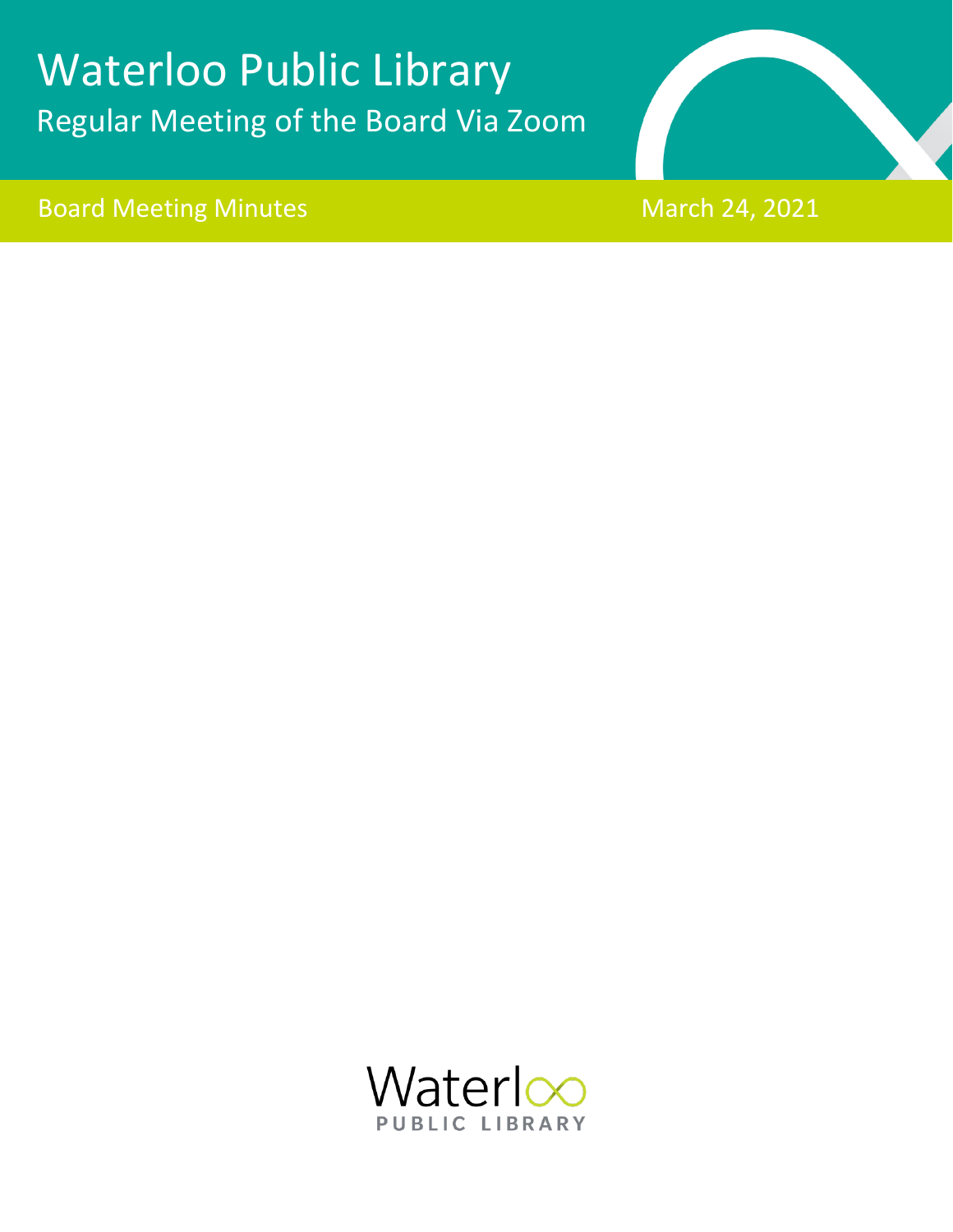# Waterloo Public Library

## Regular Meeting of the Board Via Zoom

Board Meeting Minutes

March 24, 2021

Waterloo PUBLIC LIBRARY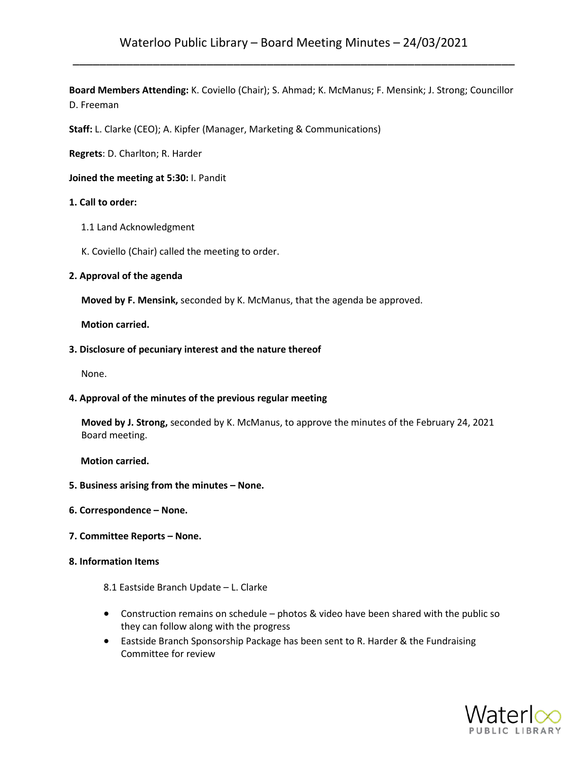# Waterloo Public Library – Board Meeting Minutes – 24/03/2021

**Board Members Attending:** K. Coviello (Chair); S. Ahmad; K. McManus; F. Mensink; J. Strong; Councillor D. Freeman

**Staff:** L. Clarke (CEO); A. Kipfer (Manager, Marketing & Communications)

**Regrets**: D. Charlton; R. Harder

**Joined the meeting at 5:30:** I. Pandit

**1. Call to order:**

1.1 Land Acknowledgment

K. Coviello (Chair) called the meeting to order.

**2. Approval of the agenda**

**Moved by F. Mensink,** seconded by K. McManus, that the agenda be approved.

**Motion carried.**

**3. Disclosure of pecuniary interest and the nature thereof**

None.

**4. Approval of the minutes of the previous regular meeting**

**Moved by J. Strong,** seconded by K. McManus, to approve the minutes of the February 24, 2021 Board meeting.

**Motion carried.**

**5. Business arising from the minutes – None.**

**6. Correspondence – None.**

**7. Committee Reports – None.**

**8. Information Items**

8.1 Eastside Branch Update – L. Clarke

- Construction remains on schedule – photos & video have been shared with the public so they can follow along with the progress
- Eastside Branch Sponsorship Package has been sent to R. Harder & the Fundraising Committee for review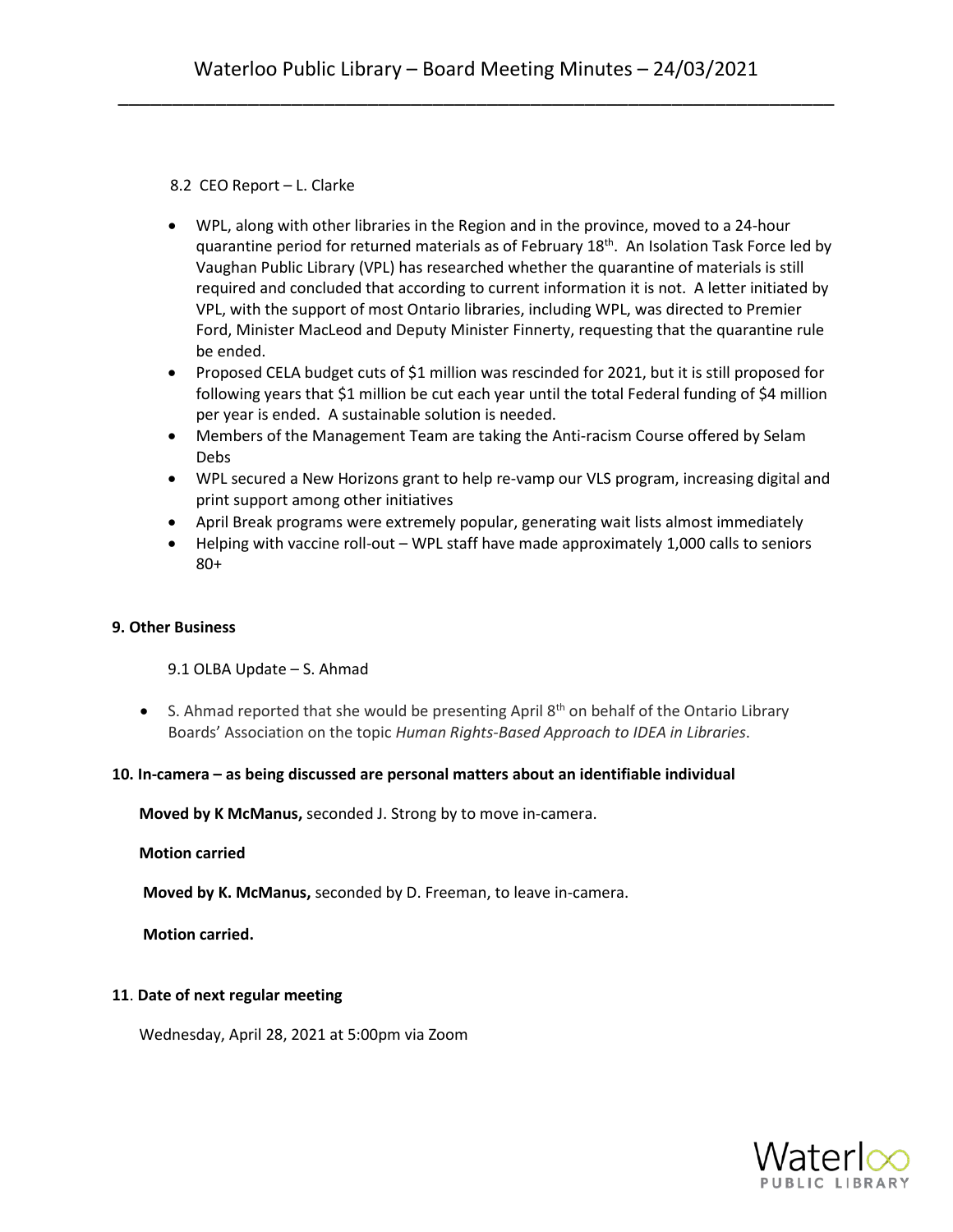8.2 CEO Report – L. Clarke

- WPL, along with other libraries in the Region and in the province, moved to a 24-hour quarantine period for returned materials as of February 18th. An Isolation Task Force led by Vaughan Public Library (VPL) has researched whether the quarantine of materials is still required and concluded that according to current information it is not. A letter initiated by VPL, with the support of most Ontario libraries, including WPL, was directed to Premier Ford, Minister MacLeod and Deputy Minister Finnerty, requesting that the quarantine rule be ended.
- Proposed CELA budget cuts of $1 million was rescinded for 2021, but it is still proposed for following years that $1 million be cut each year until the total Federal funding of $4 million per year is ended. A sustainable solution is needed.
- Members of the Management Team are taking the Anti-racism Course offered by Selam Debs
- WPL secured a New Horizons grant to help re-vamp our VLS program, increasing digital and print support among other initiatives
- April Break programs were extremely popular, generating wait lists almost immediately
- Helping with vaccine roll-out – WPL staff have made approximately 1,000 calls to seniors 80+

**9. Other Business**

9.1 OLBA Update – S. Ahmad

- S. Ahmad reported that she would be presenting April 8th on behalf of the Ontario Library Boards' Association on the topic *Human Rights-Based Approach to IDEA in Libraries*.

**10. In-camera – as being discussed are personal matters about an identifiable individual**

**Moved by K McManus,** seconded J. Strong by to move in-camera.

**Motion carried**

**Moved by K. McManus,** seconded by D. Freeman, to leave in-camera.

**Motion carried.**

**11**. **Date of next regular meeting**

Wednesday, April 28, 2021 at 5:00pm via Zoom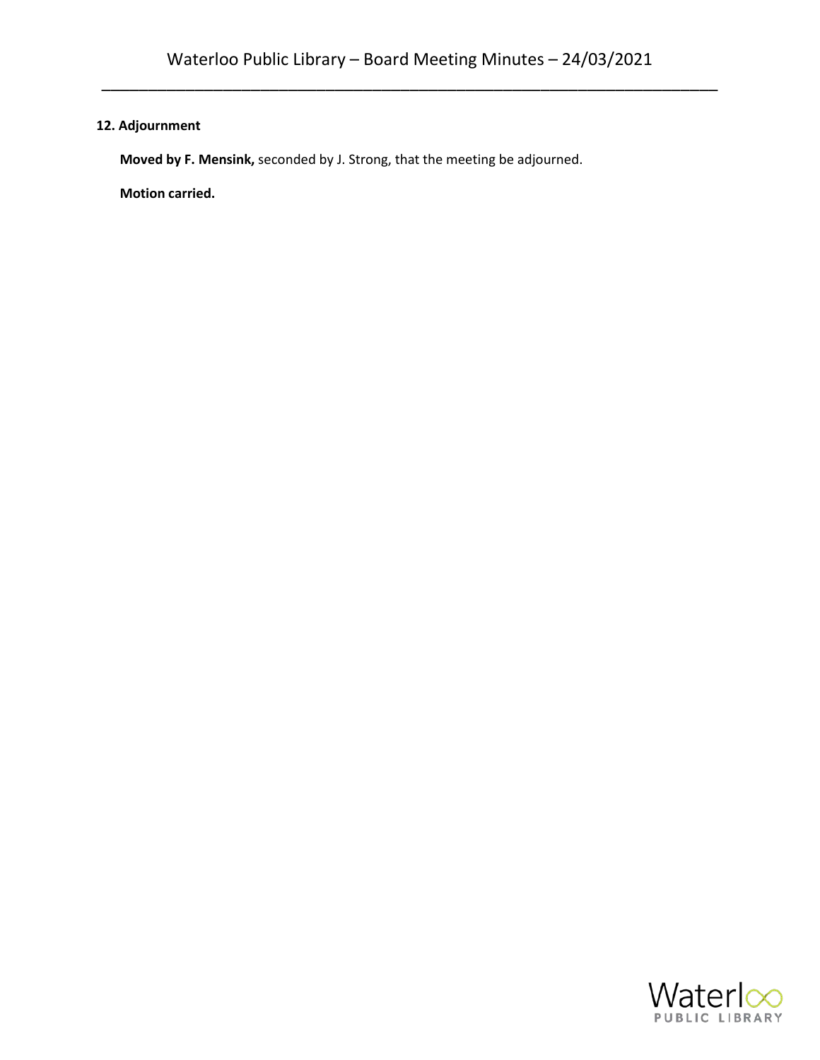**12. Adjournment**

**Moved by F. Mensink,** seconded by J. Strong, that the meeting be adjourned.

**Motion carried.**